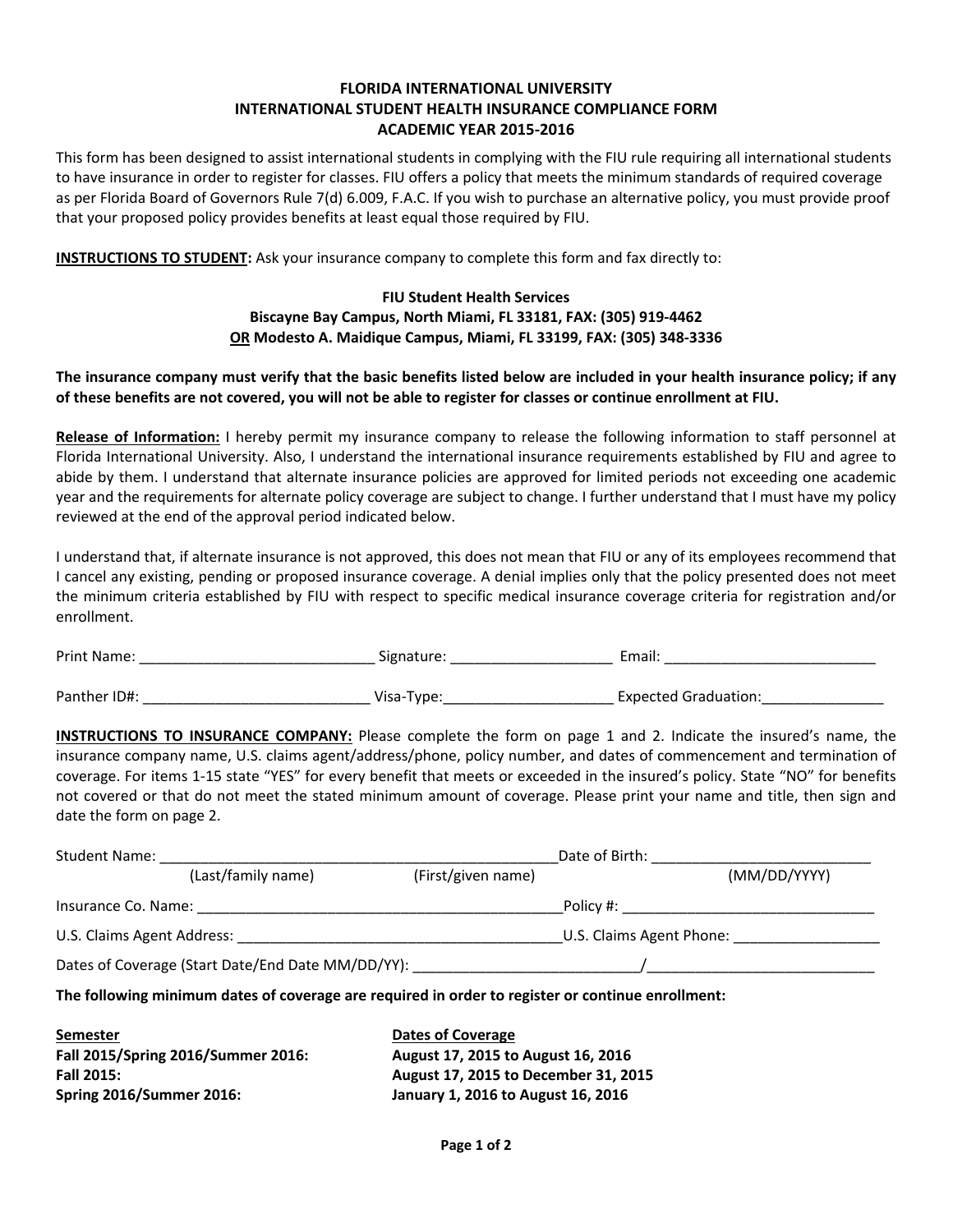# FLORIDA INTERNATIONAL UNIVERSITY
## INTERNATIONAL STUDENT HEALTH INSURANCE COMPLIANCE FORM
## ACADEMIC YEAR 2015-2016

This form has been designed to assist international students in complying with the FIU rule requiring all international students to have insurance in order to register for classes. FIU offers a policy that meets the minimum standards of required coverage as per Florida Board of Governors Rule 7(d) 6.009, F.A.C. If you wish to purchase an alternative policy, you must provide proof that your proposed policy provides benefits at least equal those required by FIU.

**INSTRUCTIONS TO STUDENT:** Ask your insurance company to complete this form and fax directly to:

**FIU Student Health Services**
**Biscayne Bay Campus, North Miami, FL 33181, FAX: (305) 919-4462**
**OR Modesto A. Maidique Campus, Miami, FL 33199, FAX: (305) 348-3336**

**The insurance company must verify that the basic benefits listed below are included in your health insurance policy; if any of these benefits are not covered, you will not be able to register for classes or continue enrollment at FIU.**

**Release of Information:** I hereby permit my insurance company to release the following information to staff personnel at Florida International University. Also, I understand the international insurance requirements established by FIU and agree to abide by them. I understand that alternate insurance policies are approved for limited periods not exceeding one academic year and the requirements for alternate policy coverage are subject to change. I further understand that I must have my policy reviewed at the end of the approval period indicated below.

I understand that, if alternate insurance is not approved, this does not mean that FIU or any of its employees recommend that I cancel any existing, pending or proposed insurance coverage. A denial implies only that the policy presented does not meet the minimum criteria established by FIU with respect to specific medical insurance coverage criteria for registration and/or enrollment.

Print Name: _____________________________ Signature: ____________________ Email: __________________________

Panther ID#: ___________________________ Visa-Type:____________________ Expected Graduation:_______________

**INSTRUCTIONS TO INSURANCE COMPANY:** Please complete the form on page 1 and 2. Indicate the insured's name, the insurance company name, U.S. claims agent/address/phone, policy number, and dates of commencement and termination of coverage. For items 1-15 state "YES" for every benefit that meets or exceeded in the insured's policy. State "NO" for benefits not covered or that do not meet the stated minimum amount of coverage. Please print your name and title, then sign and date the form on page 2.

Student Name: _________________________________________________Date of Birth: ___________________________
(Last/family name) (First/given name) (MM/DD/YYYY)

Insurance Co. Name: _____________________________________________Policy #: ______________________________

U.S. Claims Agent Address: ________________________________________U.S. Claims Agent Phone: __________________

Dates of Coverage (Start Date/End Date MM/DD/YY): ___________________________/____________________________

**The following minimum dates of coverage are required in order to register or continue enrollment:**

| **Semester** | **Dates of Coverage** |
| --- | --- |
| **Fall 2015/Spring 2016/Summer 2016:** | **August 17, 2015 to August 16, 2016** |
| **Fall 2015:** | **August 17, 2015 to December 31, 2015** |
| **Spring 2016/Summer 2016:** | **January 1, 2016 to August 16, 2016** |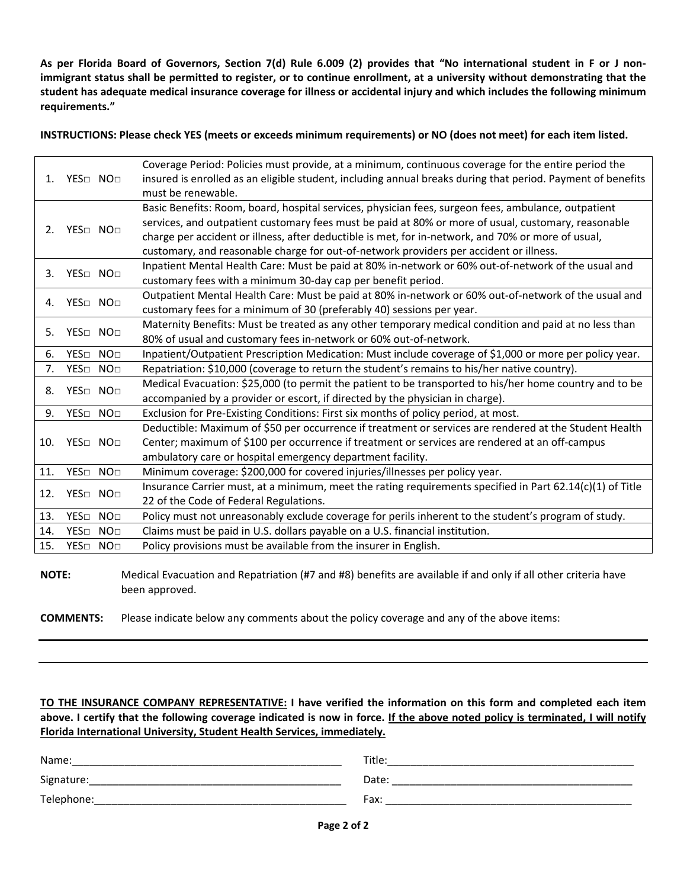**As per Florida Board of Governors, Section 7(d) Rule 6.009 (2) provides that "No international student in F or J non-immigrant status shall be permitted to register, or to continue enrollment, at a university without demonstrating that the student has adequate medical insurance coverage for illness or accidental injury and which includes the following minimum requirements."**

**INSTRUCTIONS: Please check YES (meets or exceeds minimum requirements) or NO (does not meet) for each item listed.**

| | | |
|---|---|---|
| 1. | YES□ NO□ | Coverage Period: Policies must provide, at a minimum, continuous coverage for the entire period the insured is enrolled as an eligible student, including annual breaks during that period. Payment of benefits must be renewable. |
| 2. | YES□ NO□ | Basic Benefits: Room, board, hospital services, physician fees, surgeon fees, ambulance, outpatient services, and outpatient customary fees must be paid at 80% or more of usual, customary, reasonable charge per accident or illness, after deductible is met, for in-network, and 70% or more of usual, customary, and reasonable charge for out-of-network providers per accident or illness. |
| 3. | YES□ NO□ | Inpatient Mental Health Care: Must be paid at 80% in-network or 60% out-of-network of the usual and customary fees with a minimum 30-day cap per benefit period. |
| 4. | YES□ NO□ | Outpatient Mental Health Care: Must be paid at 80% in-network or 60% out-of-network of the usual and customary fees for a minimum of 30 (preferably 40) sessions per year. |
| 5. | YES□ NO□ | Maternity Benefits: Must be treated as any other temporary medical condition and paid at no less than 80% of usual and customary fees in-network or 60% out-of-network. |
| 6. | YES□ NO□ | Inpatient/Outpatient Prescription Medication: Must include coverage of $1,000 or more per policy year. |
| 7. | YES□ NO□ | Repatriation: $10,000 (coverage to return the student's remains to his/her native country). |
| 8. | YES□ NO□ | Medical Evacuation: $25,000 (to permit the patient to be transported to his/her home country and to be accompanied by a provider or escort, if directed by the physician in charge). |
| 9. | YES□ NO□ | Exclusion for Pre-Existing Conditions: First six months of policy period, at most. |
| 10. | YES□ NO□ | Deductible: Maximum of $50 per occurrence if treatment or services are rendered at the Student Health Center; maximum of $100 per occurrence if treatment or services are rendered at an off-campus ambulatory care or hospital emergency department facility. |
| 11. | YES□ NO□ | Minimum coverage: $200,000 for covered injuries/illnesses per policy year. |
| 12. | YES□ NO□ | Insurance Carrier must, at a minimum, meet the rating requirements specified in Part 62.14(c)(1) of Title 22 of the Code of Federal Regulations. |
| 13. | YES□ NO□ | Policy must not unreasonably exclude coverage for perils inherent to the student's program of study. |
| 14. | YES□ NO□ | Claims must be paid in U.S. dollars payable on a U.S. financial institution. |
| 15. | YES□ NO□ | Policy provisions must be available from the insurer in English. |

**NOTE:** Medical Evacuation and Repatriation (#7 and #8) benefits are available if and only if all other criteria have been approved.

**COMMENTS:** Please indicate below any comments about the policy coverage and any of the above items:

_______________________________________________________________________________

_______________________________________________________________________________

**<u>TO THE INSURANCE COMPANY REPRESENTATIVE:</u> I have verified the information on this form and completed each item above. I certify that the following coverage indicated is now in force. <u>If the above noted policy is terminated, I will notify Florida International University, Student Health Services, immediately.</u>**

Name:_______________________________________________ Title:___________________________________________

Signature:____________________________________________ Date: ___________________________________________

Telephone:____________________________________________ Fax: ____________________________________________